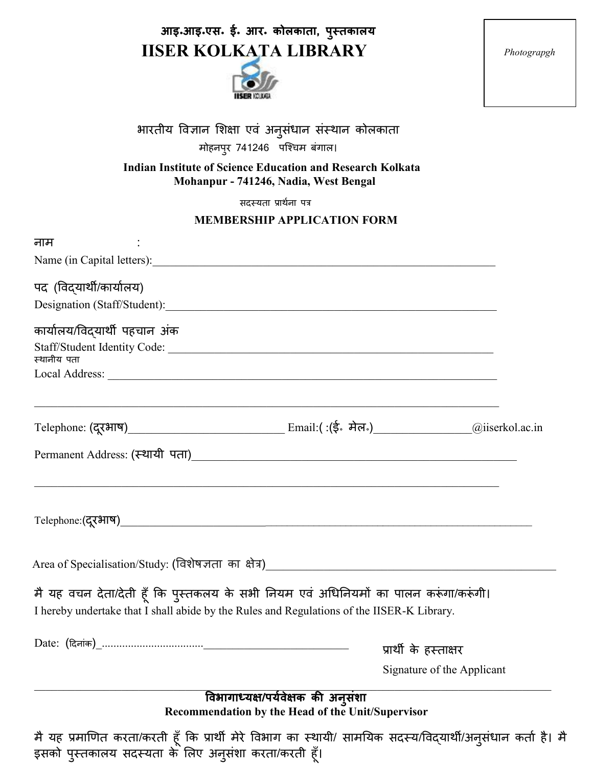# आइ.आइ.एस. ई. आर. कोलकाता, पुस्तकालय

# IISER KOLKATA LIBRARY

*Photograpgh*

भारतीय विज्ञान शिक्षा एवं अनुसंधान संस्थान कोलकाता
मोहनपुर 741246 पश्चिम बंगाल।

**Indian Institute of Science Education and Research Kolkata**
**Mohanpur - 741246, Nadia, West Bengal**

सदस्यता प्रार्थना पत्र

**MEMBERSHIP APPLICATION FORM**

नाम :
Name (in Capital letters):_______________________________________________________________

पद (विद्यार्थी/कार्यालय)
Designation (Staff/Student):_____________________________________________________________

कार्यालय/विद्यार्थी पहचान अंक
Staff/Student Identity Code: _____________________________________________________________

स्थानीय पता
Local Address: _______________________________________________________________________

_____________________________________________________________________________________

Telephone: (दूरभाष)___________________________ Email:( :(ई. मेल.)________________@iiserkol.ac.in

Permanent Address: (स्थायी पता)_________________________________________________________

_____________________________________________________________________________________

Telephone:(दूरभाष)____________________________________________________________________

Area of Specialisation/Study: (विशेषज्ञता का क्षेत्र)________________________________________________

मै यह वचन देता/देती हूँ कि पुस्तकलय के सभी नियम एवं अधिनियमों का पालन करूंगा/करूंगी।
I hereby undertake that I shall abide by the Rules and Regulations of the IISER-K Library.

Date: (दिनांक)_..................................__________________________

प्रार्थी के हस्ताक्षर
Signature of the Applicant

---

**विभागाध्यक्ष/पर्यवेक्षक की अनुसंशा**
**Recommendation by the Head of the Unit/Supervisor**

मै यह प्रमाणित करता/करती हूँ कि प्रार्थी मेरे विभाग का स्थायी/ सामयिक सदस्य/विद्यार्थी/अनुसंधान कर्ता है। मै इसको पुस्तकालय सदस्यता के लिए अनुसंशा करता/करती हूँ।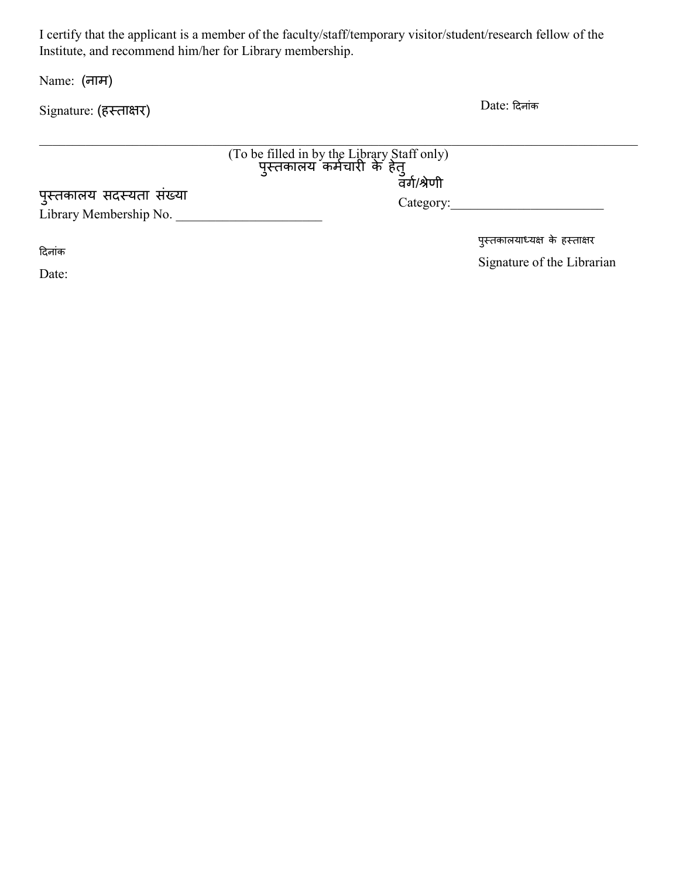I certify that the applicant is a member of the faculty/staff/temporary visitor/student/research fellow of the Institute, and recommend him/her for Library membership.

Name: (नाम)

Signature: (हस्ताक्षर)

Date: दिनांक

---

(To be filled in by the Library Staff only)
पुस्तकालय कर्मचारी के हेतु

पुस्तकालय सदस्यता संख्या
Library Membership No. ______________________

वर्ग/श्रेणी
Category:________________________

दिनांक
Date:

पुस्तकालयाध्यक्ष के हस्ताक्षर
Signature of the Librarian